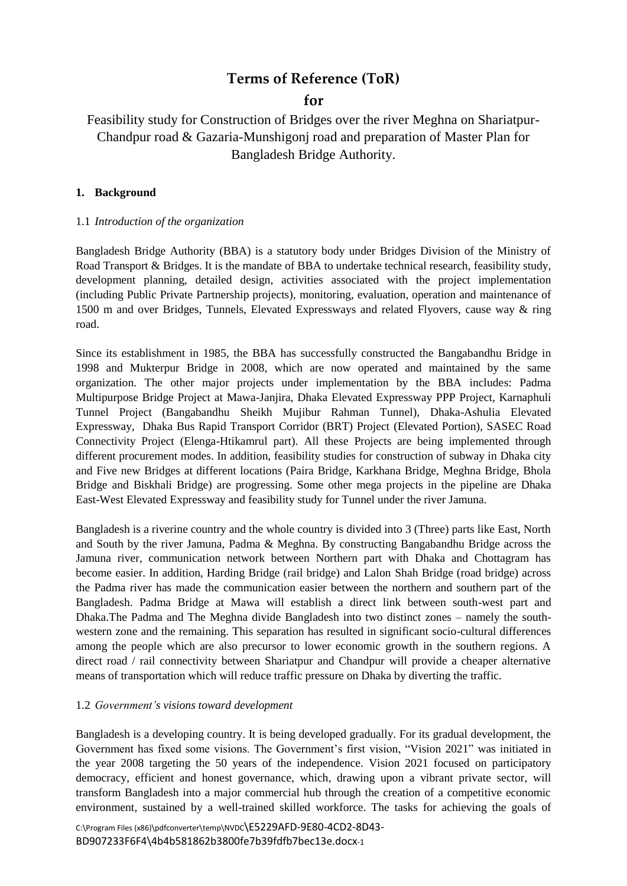# Terms of Reference (ToR)

## for

Feasibility study for Construction of Bridges over the river Meghna on Shariatpur-Chandpur road & Gazaria-Munshigonj road and preparation of Master Plan for Bangladesh Bridge Authority.

### 1. Background

1.1 *Introduction of the organization*

Bangladesh Bridge Authority (BBA) is a statutory body under Bridges Division of the Ministry of Road Transport & Bridges. It is the mandate of BBA to undertake technical research, feasibility study, development planning, detailed design, activities associated with the project implementation (including Public Private Partnership projects), monitoring, evaluation, operation and maintenance of 1500 m and over Bridges, Tunnels, Elevated Expressways and related Flyovers, cause way & ring road.

Since its establishment in 1985, the BBA has successfully constructed the Bangabandhu Bridge in 1998 and Mukterpur Bridge in 2008, which are now operated and maintained by the same organization. The other major projects under implementation by the BBA includes: Padma Multipurpose Bridge Project at Mawa-Janjira, Dhaka Elevated Expressway PPP Project, Karnaphuli Tunnel Project (Bangabandhu Sheikh Mujibur Rahman Tunnel), Dhaka-Ashulia Elevated Expressway, Dhaka Bus Rapid Transport Corridor (BRT) Project (Elevated Portion), SASEC Road Connectivity Project (Elenga-Htikamrul part). All these Projects are being implemented through different procurement modes. In addition, feasibility studies for construction of subway in Dhaka city and Five new Bridges at different locations (Paira Bridge, Karkhana Bridge, Meghna Bridge, Bhola Bridge and Biskhali Bridge) are progressing. Some other mega projects in the pipeline are Dhaka East-West Elevated Expressway and feasibility study for Tunnel under the river Jamuna.

Bangladesh is a riverine country and the whole country is divided into 3 (Three) parts like East, North and South by the river Jamuna, Padma & Meghna. By constructing Bangabandhu Bridge across the Jamuna river, communication network between Northern part with Dhaka and Chottagram has become easier. In addition, Harding Bridge (rail bridge) and Lalon Shah Bridge (road bridge) across the Padma river has made the communication easier between the northern and southern part of the Bangladesh. Padma Bridge at Mawa will establish a direct link between south-west part and Dhaka.The Padma and The Meghna divide Bangladesh into two distinct zones – namely the south-western zone and the remaining. This separation has resulted in significant socio-cultural differences among the people which are also precursor to lower economic growth in the southern regions. A direct road / rail connectivity between Shariatpur and Chandpur will provide a cheaper alternative means of transportation which will reduce traffic pressure on Dhaka by diverting the traffic.

1.2 *Government's visions toward development*

Bangladesh is a developing country. It is being developed gradually. For its gradual development, the Government has fixed some visions. The Government's first vision, "Vision 2021" was initiated in the year 2008 targeting the 50 years of the independence. Vision 2021 focused on participatory democracy, efficient and honest governance, which, drawing upon a vibrant private sector, will transform Bangladesh into a major commercial hub through the creation of a competitive economic environment, sustained by a well-trained skilled workforce. The tasks for achieving the goals of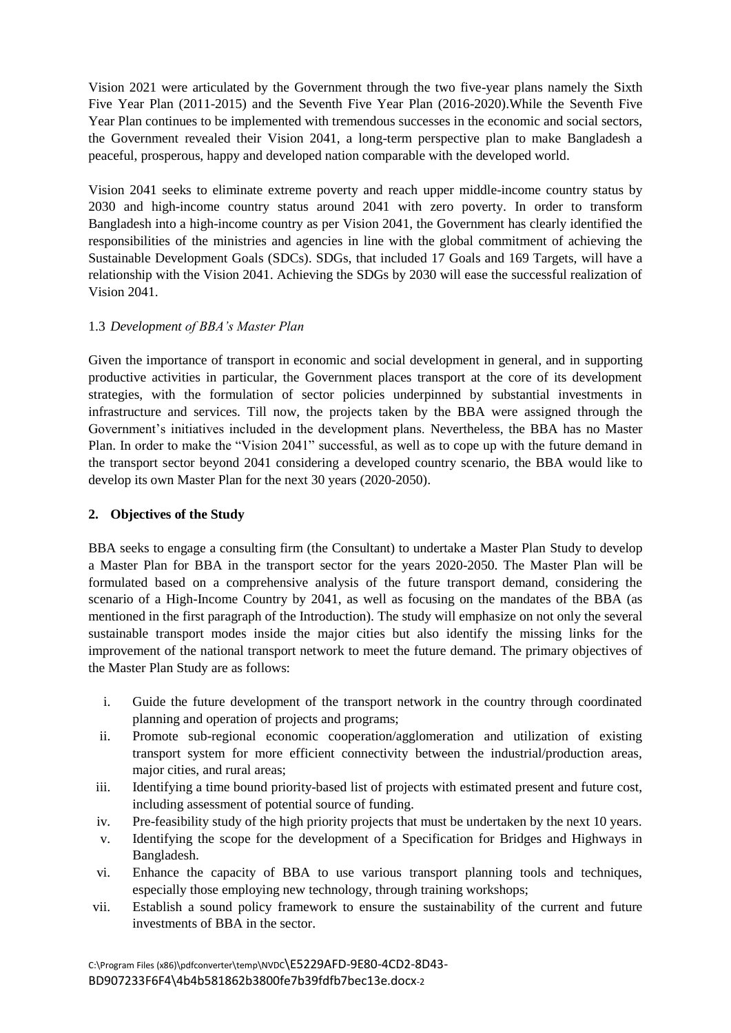Vision 2021 were articulated by the Government through the two five-year plans namely the Sixth Five Year Plan (2011-2015) and the Seventh Five Year Plan (2016-2020).While the Seventh Five Year Plan continues to be implemented with tremendous successes in the economic and social sectors, the Government revealed their Vision 2041, a long-term perspective plan to make Bangladesh a peaceful, prosperous, happy and developed nation comparable with the developed world.

Vision 2041 seeks to eliminate extreme poverty and reach upper middle-income country status by 2030 and high-income country status around 2041 with zero poverty. In order to transform Bangladesh into a high-income country as per Vision 2041, the Government has clearly identified the responsibilities of the ministries and agencies in line with the global commitment of achieving the Sustainable Development Goals (SDCs). SDGs, that included 17 Goals and 169 Targets, will have a relationship with the Vision 2041. Achieving the SDGs by 2030 will ease the successful realization of Vision 2041.

### 1.3 *Development of BBA's Master Plan*

Given the importance of transport in economic and social development in general, and in supporting productive activities in particular, the Government places transport at the core of its development strategies, with the formulation of sector policies underpinned by substantial investments in infrastructure and services. Till now, the projects taken by the BBA were assigned through the Government's initiatives included in the development plans. Nevertheless, the BBA has no Master Plan. In order to make the "Vision 2041" successful, as well as to cope up with the future demand in the transport sector beyond 2041 considering a developed country scenario, the BBA would like to develop its own Master Plan for the next 30 years (2020-2050).

## 2. Objectives of the Study

BBA seeks to engage a consulting firm (the Consultant) to undertake a Master Plan Study to develop a Master Plan for BBA in the transport sector for the years 2020-2050. The Master Plan will be formulated based on a comprehensive analysis of the future transport demand, considering the scenario of a High-Income Country by 2041, as well as focusing on the mandates of the BBA (as mentioned in the first paragraph of the Introduction). The study will emphasize on not only the several sustainable transport modes inside the major cities but also identify the missing links for the improvement of the national transport network to meet the future demand. The primary objectives of the Master Plan Study are as follows:

i. Guide the future development of the transport network in the country through coordinated planning and operation of projects and programs;
ii. Promote sub-regional economic cooperation/agglomeration and utilization of existing transport system for more efficient connectivity between the industrial/production areas, major cities, and rural areas;
iii. Identifying a time bound priority-based list of projects with estimated present and future cost, including assessment of potential source of funding.
iv. Pre-feasibility study of the high priority projects that must be undertaken by the next 10 years.
v. Identifying the scope for the development of a Specification for Bridges and Highways in Bangladesh.
vi. Enhance the capacity of BBA to use various transport planning tools and techniques, especially those employing new technology, through training workshops;
vii. Establish a sound policy framework to ensure the sustainability of the current and future investments of BBA in the sector.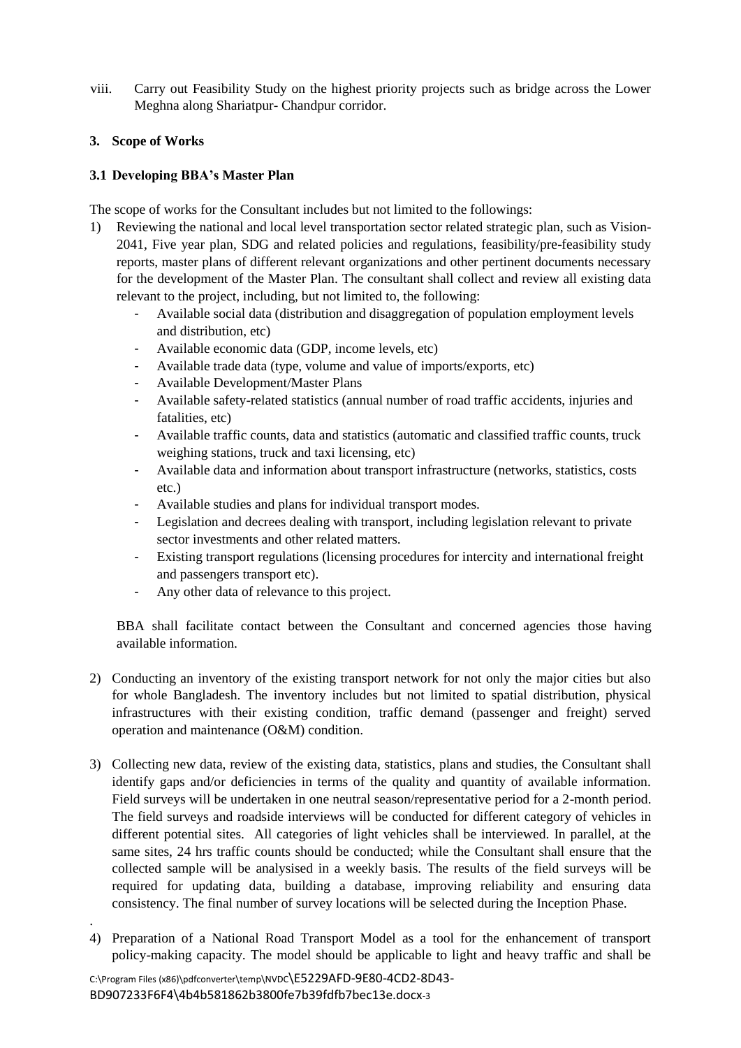viii. Carry out Feasibility Study on the highest priority projects such as bridge across the Lower Meghna along Shariatpur- Chandpur corridor.

## 3. Scope of Works

### 3.1 Developing BBA's Master Plan

The scope of works for the Consultant includes but not limited to the followings:

1) Reviewing the national and local level transportation sector related strategic plan, such as Vision-2041, Five year plan, SDG and related policies and regulations, feasibility/pre-feasibility study reports, master plans of different relevant organizations and other pertinent documents necessary for the development of the Master Plan. The consultant shall collect and review all existing data relevant to the project, including, but not limited to, the following:
   - Available social data (distribution and disaggregation of population employment levels and distribution, etc)
   - Available economic data (GDP, income levels, etc)
   - Available trade data (type, volume and value of imports/exports, etc)
   - Available Development/Master Plans
   - Available safety-related statistics (annual number of road traffic accidents, injuries and fatalities, etc)
   - Available traffic counts, data and statistics (automatic and classified traffic counts, truck weighing stations, truck and taxi licensing, etc)
   - Available data and information about transport infrastructure (networks, statistics, costs etc.)
   - Available studies and plans for individual transport modes.
   - Legislation and decrees dealing with transport, including legislation relevant to private sector investments and other related matters.
   - Existing transport regulations (licensing procedures for intercity and international freight and passengers transport etc).
   - Any other data of relevance to this project.

   BBA shall facilitate contact between the Consultant and concerned agencies those having available information.

2) Conducting an inventory of the existing transport network for not only the major cities but also for whole Bangladesh. The inventory includes but not limited to spatial distribution, physical infrastructures with their existing condition, traffic demand (passenger and freight) served operation and maintenance (O&M) condition.

3) Collecting new data, review of the existing data, statistics, plans and studies, the Consultant shall identify gaps and/or deficiencies in terms of the quality and quantity of available information. Field surveys will be undertaken in one neutral season/representative period for a 2-month period. The field surveys and roadside interviews will be conducted for different category of vehicles in different potential sites. All categories of light vehicles shall be interviewed. In parallel, at the same sites, 24 hrs traffic counts should be conducted; while the Consultant shall ensure that the collected sample will be analysised in a weekly basis. The results of the field surveys will be required for updating data, building a database, improving reliability and ensuring data consistency. The final number of survey locations will be selected during the Inception Phase.

.

4) Preparation of a National Road Transport Model as a tool for the enhancement of transport policy-making capacity. The model should be applicable to light and heavy traffic and shall be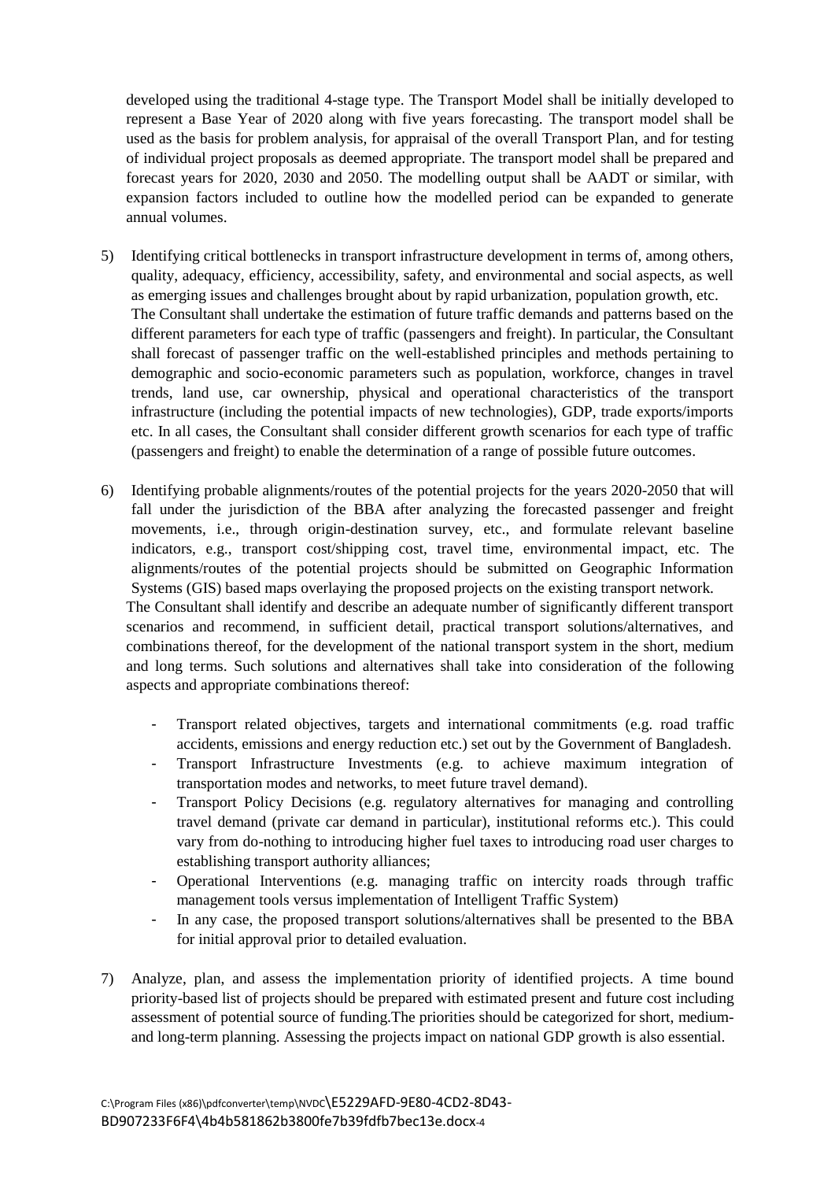developed using the traditional 4-stage type. The Transport Model shall be initially developed to represent a Base Year of 2020 along with five years forecasting. The transport model shall be used as the basis for problem analysis, for appraisal of the overall Transport Plan, and for testing of individual project proposals as deemed appropriate. The transport model shall be prepared and forecast years for 2020, 2030 and 2050. The modelling output shall be AADT or similar, with expansion factors included to outline how the modelled period can be expanded to generate annual volumes.

5) Identifying critical bottlenecks in transport infrastructure development in terms of, among others, quality, adequacy, efficiency, accessibility, safety, and environmental and social aspects, as well as emerging issues and challenges brought about by rapid urbanization, population growth, etc. The Consultant shall undertake the estimation of future traffic demands and patterns based on the different parameters for each type of traffic (passengers and freight). In particular, the Consultant shall forecast of passenger traffic on the well-established principles and methods pertaining to demographic and socio-economic parameters such as population, workforce, changes in travel trends, land use, car ownership, physical and operational characteristics of the transport infrastructure (including the potential impacts of new technologies), GDP, trade exports/imports etc. In all cases, the Consultant shall consider different growth scenarios for each type of traffic (passengers and freight) to enable the determination of a range of possible future outcomes.

6) Identifying probable alignments/routes of the potential projects for the years 2020-2050 that will fall under the jurisdiction of the BBA after analyzing the forecasted passenger and freight movements, i.e., through origin-destination survey, etc., and formulate relevant baseline indicators, e.g., transport cost/shipping cost, travel time, environmental impact, etc. The alignments/routes of the potential projects should be submitted on Geographic Information Systems (GIS) based maps overlaying the proposed projects on the existing transport network.
The Consultant shall identify and describe an adequate number of significantly different transport scenarios and recommend, in sufficient detail, practical transport solutions/alternatives, and combinations thereof, for the development of the national transport system in the short, medium and long terms. Such solutions and alternatives shall take into consideration of the following aspects and appropriate combinations thereof:

   - Transport related objectives, targets and international commitments (e.g. road traffic accidents, emissions and energy reduction etc.) set out by the Government of Bangladesh.
   - Transport Infrastructure Investments (e.g. to achieve maximum integration of transportation modes and networks, to meet future travel demand).
   - Transport Policy Decisions (e.g. regulatory alternatives for managing and controlling travel demand (private car demand in particular), institutional reforms etc.). This could vary from do-nothing to introducing higher fuel taxes to introducing road user charges to establishing transport authority alliances;
   - Operational Interventions (e.g. managing traffic on intercity roads through traffic management tools versus implementation of Intelligent Traffic System)
   - In any case, the proposed transport solutions/alternatives shall be presented to the BBA for initial approval prior to detailed evaluation.

7) Analyze, plan, and assess the implementation priority of identified projects. A time bound priority-based list of projects should be prepared with estimated present and future cost including assessment of potential source of funding.The priorities should be categorized for short, medium- and long-term planning. Assessing the projects impact on national GDP growth is also essential.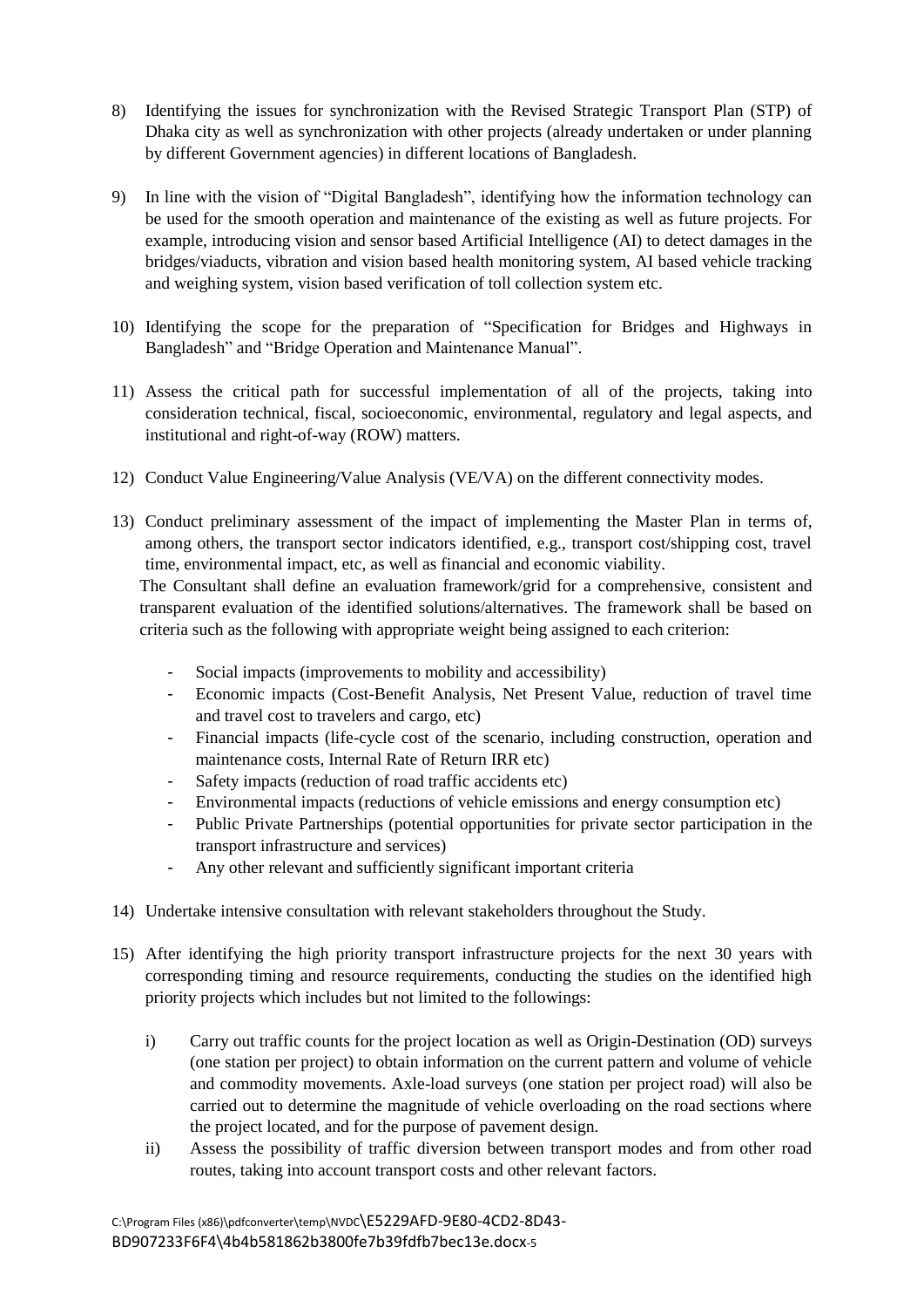8) Identifying the issues for synchronization with the Revised Strategic Transport Plan (STP) of Dhaka city as well as synchronization with other projects (already undertaken or under planning by different Government agencies) in different locations of Bangladesh.

9) In line with the vision of "Digital Bangladesh", identifying how the information technology can be used for the smooth operation and maintenance of the existing as well as future projects. For example, introducing vision and sensor based Artificial Intelligence (AI) to detect damages in the bridges/viaducts, vibration and vision based health monitoring system, AI based vehicle tracking and weighing system, vision based verification of toll collection system etc.

10) Identifying the scope for the preparation of "Specification for Bridges and Highways in Bangladesh" and "Bridge Operation and Maintenance Manual".

11) Assess the critical path for successful implementation of all of the projects, taking into consideration technical, fiscal, socioeconomic, environmental, regulatory and legal aspects, and institutional and right-of-way (ROW) matters.

12) Conduct Value Engineering/Value Analysis (VE/VA) on the different connectivity modes.

13) Conduct preliminary assessment of the impact of implementing the Master Plan in terms of, among others, the transport sector indicators identified, e.g., transport cost/shipping cost, travel time, environmental impact, etc, as well as financial and economic viability.

    The Consultant shall define an evaluation framework/grid for a comprehensive, consistent and transparent evaluation of the identified solutions/alternatives. The framework shall be based on criteria such as the following with appropriate weight being assigned to each criterion:

    - Social impacts (improvements to mobility and accessibility)
    - Economic impacts (Cost-Benefit Analysis, Net Present Value, reduction of travel time and travel cost to travelers and cargo, etc)
    - Financial impacts (life-cycle cost of the scenario, including construction, operation and maintenance costs, Internal Rate of Return IRR etc)
    - Safety impacts (reduction of road traffic accidents etc)
    - Environmental impacts (reductions of vehicle emissions and energy consumption etc)
    - Public Private Partnerships (potential opportunities for private sector participation in the transport infrastructure and services)
    - Any other relevant and sufficiently significant important criteria

14) Undertake intensive consultation with relevant stakeholders throughout the Study.

15) After identifying the high priority transport infrastructure projects for the next 30 years with corresponding timing and resource requirements, conducting the studies on the identified high priority projects which includes but not limited to the followings:

    i) Carry out traffic counts for the project location as well as Origin-Destination (OD) surveys (one station per project) to obtain information on the current pattern and volume of vehicle and commodity movements. Axle-load surveys (one station per project road) will also be carried out to determine the magnitude of vehicle overloading on the road sections where the project located, and for the purpose of pavement design.

    ii) Assess the possibility of traffic diversion between transport modes and from other road routes, taking into account transport costs and other relevant factors.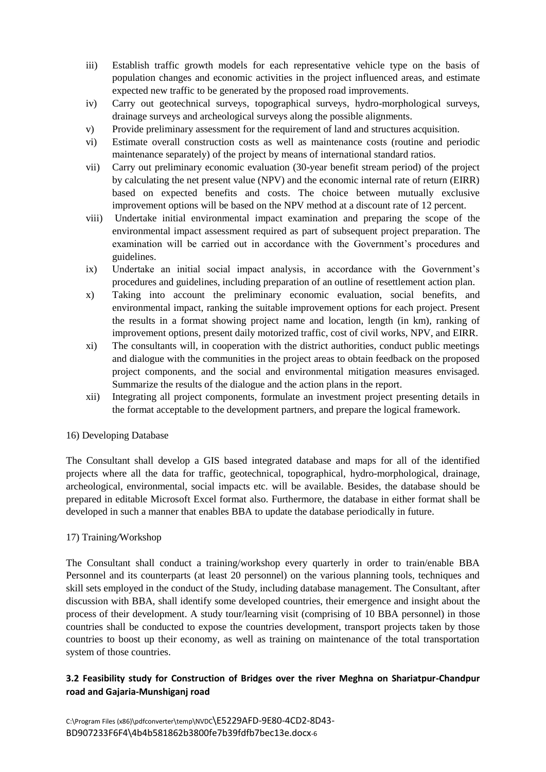iii) Establish traffic growth models for each representative vehicle type on the basis of population changes and economic activities in the project influenced areas, and estimate expected new traffic to be generated by the proposed road improvements.

iv) Carry out geotechnical surveys, topographical surveys, hydro-morphological surveys, drainage surveys and archeological surveys along the possible alignments.

v) Provide preliminary assessment for the requirement of land and structures acquisition.

vi) Estimate overall construction costs as well as maintenance costs (routine and periodic maintenance separately) of the project by means of international standard ratios.

vii) Carry out preliminary economic evaluation (30-year benefit stream period) of the project by calculating the net present value (NPV) and the economic internal rate of return (EIRR) based on expected benefits and costs. The choice between mutually exclusive improvement options will be based on the NPV method at a discount rate of 12 percent.

viii) Undertake initial environmental impact examination and preparing the scope of the environmental impact assessment required as part of subsequent project preparation. The examination will be carried out in accordance with the Government's procedures and guidelines.

ix) Undertake an initial social impact analysis, in accordance with the Government's procedures and guidelines, including preparation of an outline of resettlement action plan.

x) Taking into account the preliminary economic evaluation, social benefits, and environmental impact, ranking the suitable improvement options for each project. Present the results in a format showing project name and location, length (in km), ranking of improvement options, present daily motorized traffic, cost of civil works, NPV, and EIRR.

xi) The consultants will, in cooperation with the district authorities, conduct public meetings and dialogue with the communities in the project areas to obtain feedback on the proposed project components, and the social and environmental mitigation measures envisaged. Summarize the results of the dialogue and the action plans in the report.

xii) Integrating all project components, formulate an investment project presenting details in the format acceptable to the development partners, and prepare the logical framework.

16) Developing Database

The Consultant shall develop a GIS based integrated database and maps for all of the identified projects where all the data for traffic, geotechnical, topographical, hydro-morphological, drainage, archeological, environmental, social impacts etc. will be available. Besides, the database should be prepared in editable Microsoft Excel format also. Furthermore, the database in either format shall be developed in such a manner that enables BBA to update the database periodically in future.

17) Training/Workshop

The Consultant shall conduct a training/workshop every quarterly in order to train/enable BBA Personnel and its counterparts (at least 20 personnel) on the various planning tools, techniques and skill sets employed in the conduct of the Study, including database management. The Consultant, after discussion with BBA, shall identify some developed countries, their emergence and insight about the process of their development. A study tour/learning visit (comprising of 10 BBA personnel) in those countries shall be conducted to expose the countries development, transport projects taken by those countries to boost up their economy, as well as training on maintenance of the total transportation system of those countries.

### 3.2 Feasibility study for Construction of Bridges over the river Meghna on Shariatpur-Chandpur road and Gajaria-Munshiganj road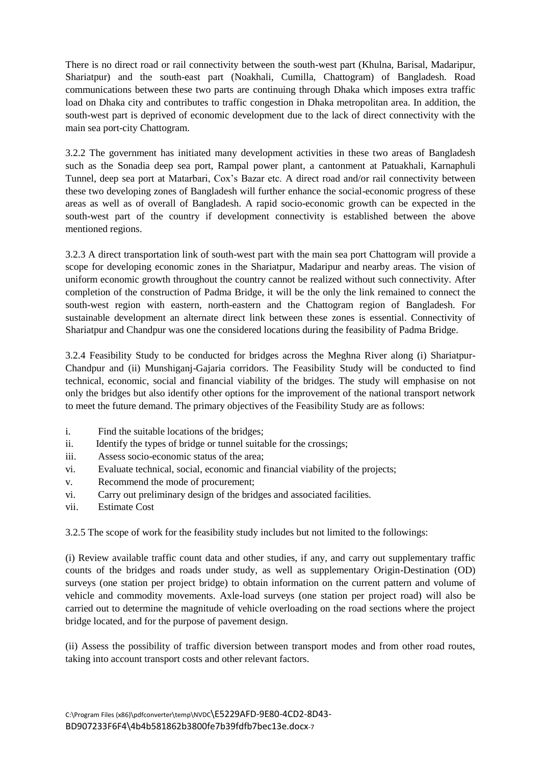There is no direct road or rail connectivity between the south-west part (Khulna, Barisal, Madaripur, Shariatpur) and the south-east part (Noakhali, Cumilla, Chattogram) of Bangladesh. Road communications between these two parts are continuing through Dhaka which imposes extra traffic load on Dhaka city and contributes to traffic congestion in Dhaka metropolitan area. In addition, the south-west part is deprived of economic development due to the lack of direct connectivity with the main sea port-city Chattogram.

3.2.2 The government has initiated many development activities in these two areas of Bangladesh such as the Sonadia deep sea port, Rampal power plant, a cantonment at Patuakhali, Karnaphuli Tunnel, deep sea port at Matarbari, Cox's Bazar etc. A direct road and/or rail connectivity between these two developing zones of Bangladesh will further enhance the social-economic progress of these areas as well as of overall of Bangladesh. A rapid socio-economic growth can be expected in the south-west part of the country if development connectivity is established between the above mentioned regions.

3.2.3 A direct transportation link of south-west part with the main sea port Chattogram will provide a scope for developing economic zones in the Shariatpur, Madaripur and nearby areas. The vision of uniform economic growth throughout the country cannot be realized without such connectivity. After completion of the construction of Padma Bridge, it will be the only the link remained to connect the south-west region with eastern, north-eastern and the Chattogram region of Bangladesh. For sustainable development an alternate direct link between these zones is essential. Connectivity of Shariatpur and Chandpur was one the considered locations during the feasibility of Padma Bridge.

3.2.4 Feasibility Study to be conducted for bridges across the Meghna River along (i) Shariatpur-Chandpur and (ii) Munshiganj-Gajaria corridors. The Feasibility Study will be conducted to find technical, economic, social and financial viability of the bridges. The study will emphasise on not only the bridges but also identify other options for the improvement of the national transport network to meet the future demand. The primary objectives of the Feasibility Study are as follows:

i. Find the suitable locations of the bridges;
ii. Identify the types of bridge or tunnel suitable for the crossings;
iii. Assess socio-economic status of the area;
vi. Evaluate technical, social, economic and financial viability of the projects;
v. Recommend the mode of procurement;
vi. Carry out preliminary design of the bridges and associated facilities.
vii. Estimate Cost

3.2.5 The scope of work for the feasibility study includes but not limited to the followings:

(i) Review available traffic count data and other studies, if any, and carry out supplementary traffic counts of the bridges and roads under study, as well as supplementary Origin-Destination (OD) surveys (one station per project bridge) to obtain information on the current pattern and volume of vehicle and commodity movements. Axle-load surveys (one station per project road) will also be carried out to determine the magnitude of vehicle overloading on the road sections where the project bridge located, and for the purpose of pavement design.

(ii) Assess the possibility of traffic diversion between transport modes and from other road routes, taking into account transport costs and other relevant factors.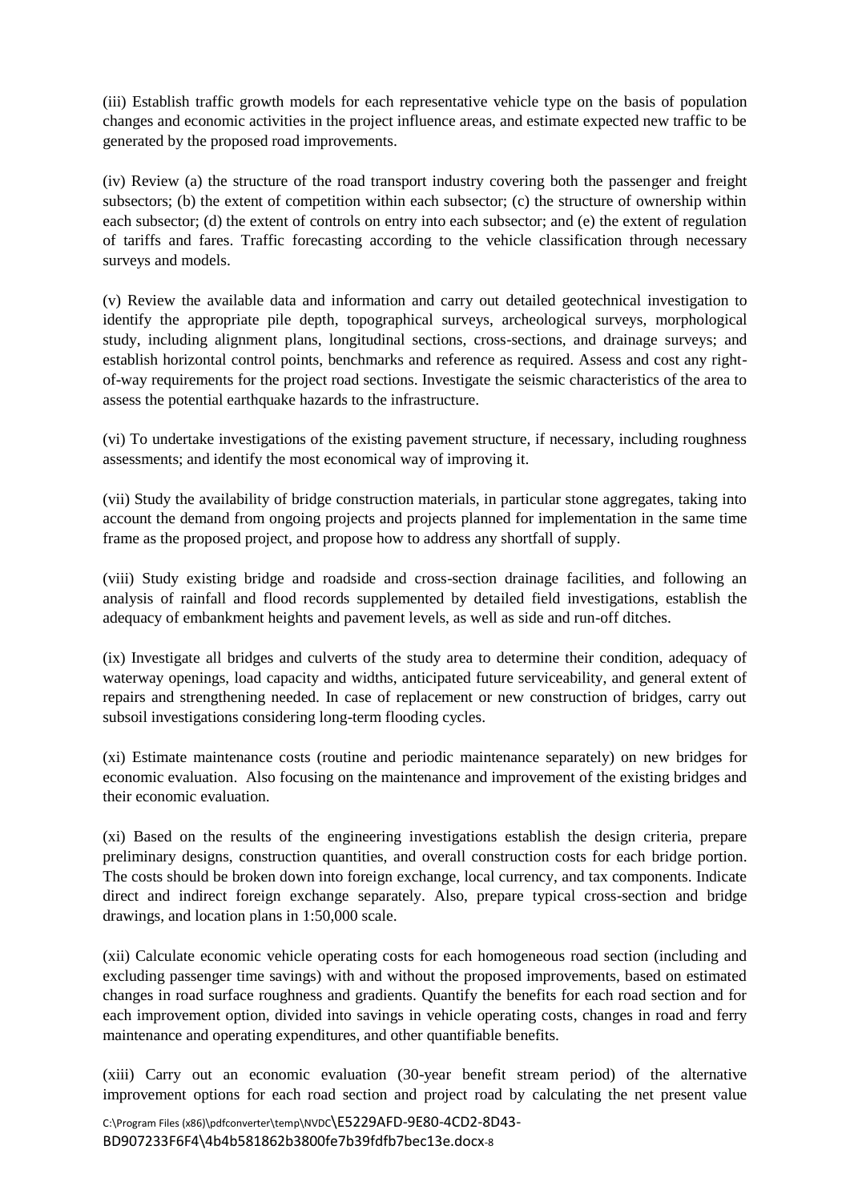(iii) Establish traffic growth models for each representative vehicle type on the basis of population changes and economic activities in the project influence areas, and estimate expected new traffic to be generated by the proposed road improvements.

(iv) Review (a) the structure of the road transport industry covering both the passenger and freight subsectors; (b) the extent of competition within each subsector; (c) the structure of ownership within each subsector; (d) the extent of controls on entry into each subsector; and (e) the extent of regulation of tariffs and fares. Traffic forecasting according to the vehicle classification through necessary surveys and models.

(v) Review the available data and information and carry out detailed geotechnical investigation to identify the appropriate pile depth, topographical surveys, archeological surveys, morphological study, including alignment plans, longitudinal sections, cross-sections, and drainage surveys; and establish horizontal control points, benchmarks and reference as required. Assess and cost any right-of-way requirements for the project road sections. Investigate the seismic characteristics of the area to assess the potential earthquake hazards to the infrastructure.

(vi) To undertake investigations of the existing pavement structure, if necessary, including roughness assessments; and identify the most economical way of improving it.

(vii) Study the availability of bridge construction materials, in particular stone aggregates, taking into account the demand from ongoing projects and projects planned for implementation in the same time frame as the proposed project, and propose how to address any shortfall of supply.

(viii) Study existing bridge and roadside and cross-section drainage facilities, and following an analysis of rainfall and flood records supplemented by detailed field investigations, establish the adequacy of embankment heights and pavement levels, as well as side and run-off ditches.

(ix) Investigate all bridges and culverts of the study area to determine their condition, adequacy of waterway openings, load capacity and widths, anticipated future serviceability, and general extent of repairs and strengthening needed. In case of replacement or new construction of bridges, carry out subsoil investigations considering long-term flooding cycles.

(xi) Estimate maintenance costs (routine and periodic maintenance separately) on new bridges for economic evaluation. Also focusing on the maintenance and improvement of the existing bridges and their economic evaluation.

(xi) Based on the results of the engineering investigations establish the design criteria, prepare preliminary designs, construction quantities, and overall construction costs for each bridge portion. The costs should be broken down into foreign exchange, local currency, and tax components. Indicate direct and indirect foreign exchange separately. Also, prepare typical cross-section and bridge drawings, and location plans in 1:50,000 scale.

(xii) Calculate economic vehicle operating costs for each homogeneous road section (including and excluding passenger time savings) with and without the proposed improvements, based on estimated changes in road surface roughness and gradients. Quantify the benefits for each road section and for each improvement option, divided into savings in vehicle operating costs, changes in road and ferry maintenance and operating expenditures, and other quantifiable benefits.

(xiii) Carry out an economic evaluation (30-year benefit stream period) of the alternative improvement options for each road section and project road by calculating the net present value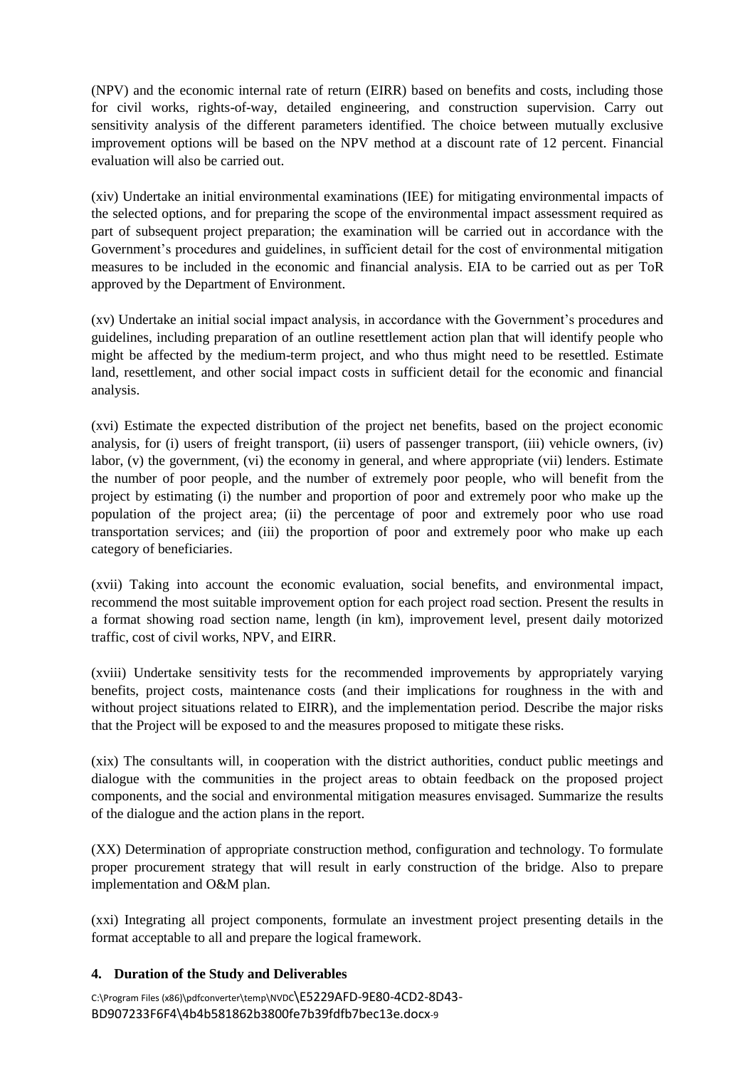(NPV) and the economic internal rate of return (EIRR) based on benefits and costs, including those for civil works, rights-of-way, detailed engineering, and construction supervision. Carry out sensitivity analysis of the different parameters identified. The choice between mutually exclusive improvement options will be based on the NPV method at a discount rate of 12 percent. Financial evaluation will also be carried out.

(xiv) Undertake an initial environmental examinations (IEE) for mitigating environmental impacts of the selected options, and for preparing the scope of the environmental impact assessment required as part of subsequent project preparation; the examination will be carried out in accordance with the Government's procedures and guidelines, in sufficient detail for the cost of environmental mitigation measures to be included in the economic and financial analysis. EIA to be carried out as per ToR approved by the Department of Environment.

(xv) Undertake an initial social impact analysis, in accordance with the Government's procedures and guidelines, including preparation of an outline resettlement action plan that will identify people who might be affected by the medium-term project, and who thus might need to be resettled. Estimate land, resettlement, and other social impact costs in sufficient detail for the economic and financial analysis.

(xvi) Estimate the expected distribution of the project net benefits, based on the project economic analysis, for (i) users of freight transport, (ii) users of passenger transport, (iii) vehicle owners, (iv) labor, (v) the government, (vi) the economy in general, and where appropriate (vii) lenders. Estimate the number of poor people, and the number of extremely poor people, who will benefit from the project by estimating (i) the number and proportion of poor and extremely poor who make up the population of the project area; (ii) the percentage of poor and extremely poor who use road transportation services; and (iii) the proportion of poor and extremely poor who make up each category of beneficiaries.

(xvii) Taking into account the economic evaluation, social benefits, and environmental impact, recommend the most suitable improvement option for each project road section. Present the results in a format showing road section name, length (in km), improvement level, present daily motorized traffic, cost of civil works, NPV, and EIRR.

(xviii) Undertake sensitivity tests for the recommended improvements by appropriately varying benefits, project costs, maintenance costs (and their implications for roughness in the with and without project situations related to EIRR), and the implementation period. Describe the major risks that the Project will be exposed to and the measures proposed to mitigate these risks.

(xix) The consultants will, in cooperation with the district authorities, conduct public meetings and dialogue with the communities in the project areas to obtain feedback on the proposed project components, and the social and environmental mitigation measures envisaged. Summarize the results of the dialogue and the action plans in the report.

(XX) Determination of appropriate construction method, configuration and technology. To formulate proper procurement strategy that will result in early construction of the bridge. Also to prepare implementation and O&M plan.

(xxi) Integrating all project components, formulate an investment project presenting details in the format acceptable to all and prepare the logical framework.

## 4. Duration of the Study and Deliverables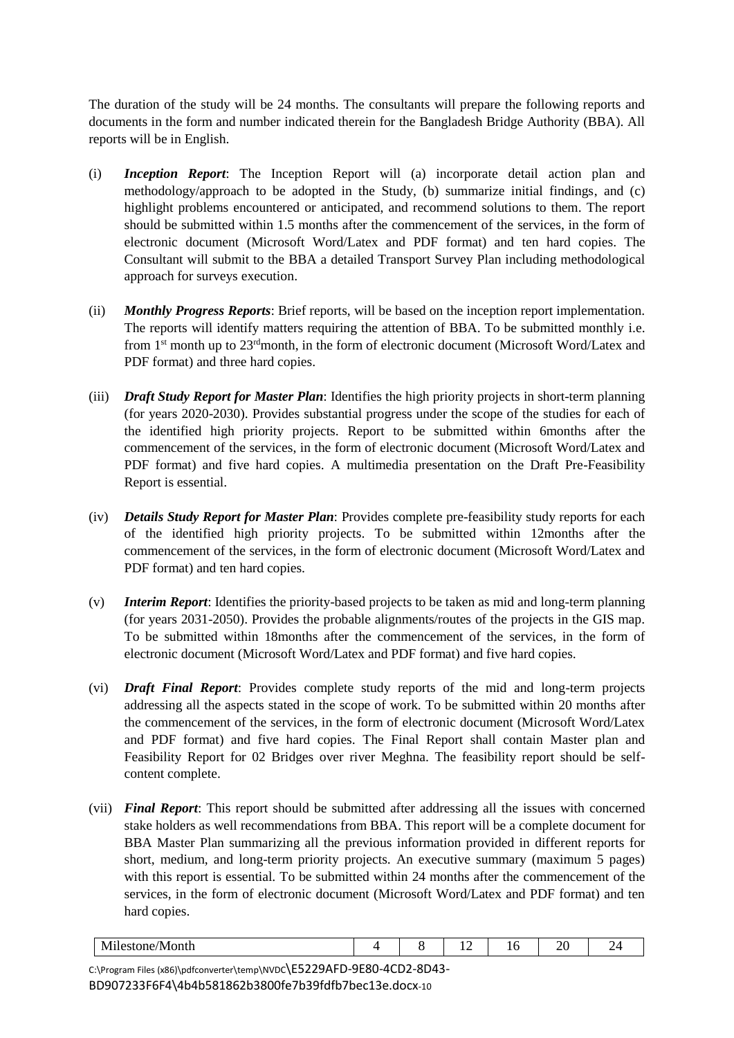The duration of the study will be 24 months. The consultants will prepare the following reports and documents in the form and number indicated therein for the Bangladesh Bridge Authority (BBA). All reports will be in English.

(i) ***Inception Report***: The Inception Report will (a) incorporate detail action plan and methodology/approach to be adopted in the Study, (b) summarize initial findings, and (c) highlight problems encountered or anticipated, and recommend solutions to them. The report should be submitted within 1.5 months after the commencement of the services, in the form of electronic document (Microsoft Word/Latex and PDF format) and ten hard copies. The Consultant will submit to the BBA a detailed Transport Survey Plan including methodological approach for surveys execution.

(ii) ***Monthly Progress Reports***: Brief reports, will be based on the inception report implementation. The reports will identify matters requiring the attention of BBA. To be submitted monthly i.e. from 1st month up to 23rdmonth, in the form of electronic document (Microsoft Word/Latex and PDF format) and three hard copies.

(iii) ***Draft Study Report for Master Plan***: Identifies the high priority projects in short-term planning (for years 2020-2030). Provides substantial progress under the scope of the studies for each of the identified high priority projects. Report to be submitted within 6months after the commencement of the services, in the form of electronic document (Microsoft Word/Latex and PDF format) and five hard copies. A multimedia presentation on the Draft Pre-Feasibility Report is essential.

(iv) ***Details Study Report for Master Plan***: Provides complete pre-feasibility study reports for each of the identified high priority projects. To be submitted within 12months after the commencement of the services, in the form of electronic document (Microsoft Word/Latex and PDF format) and ten hard copies.

(v) ***Interim Report***: Identifies the priority-based projects to be taken as mid and long-term planning (for years 2031-2050). Provides the probable alignments/routes of the projects in the GIS map. To be submitted within 18months after the commencement of the services, in the form of electronic document (Microsoft Word/Latex and PDF format) and five hard copies.

(vi) ***Draft Final Report***: Provides complete study reports of the mid and long-term projects addressing all the aspects stated in the scope of work. To be submitted within 20 months after the commencement of the services, in the form of electronic document (Microsoft Word/Latex and PDF format) and five hard copies. The Final Report shall contain Master plan and Feasibility Report for 02 Bridges over river Meghna. The feasibility report should be self-content complete.

(vii) ***Final Report***: This report should be submitted after addressing all the issues with concerned stake holders as well recommendations from BBA. This report will be a complete document for BBA Master Plan summarizing all the previous information provided in different reports for short, medium, and long-term priority projects. An executive summary (maximum 5 pages) with this report is essential. To be submitted within 24 months after the commencement of the services, in the form of electronic document (Microsoft Word/Latex and PDF format) and ten hard copies.

| Milestone/Month | 4 | 8 | 12 | 16 | 20 | 24 |
| --- | --- | --- | --- | --- | --- | --- |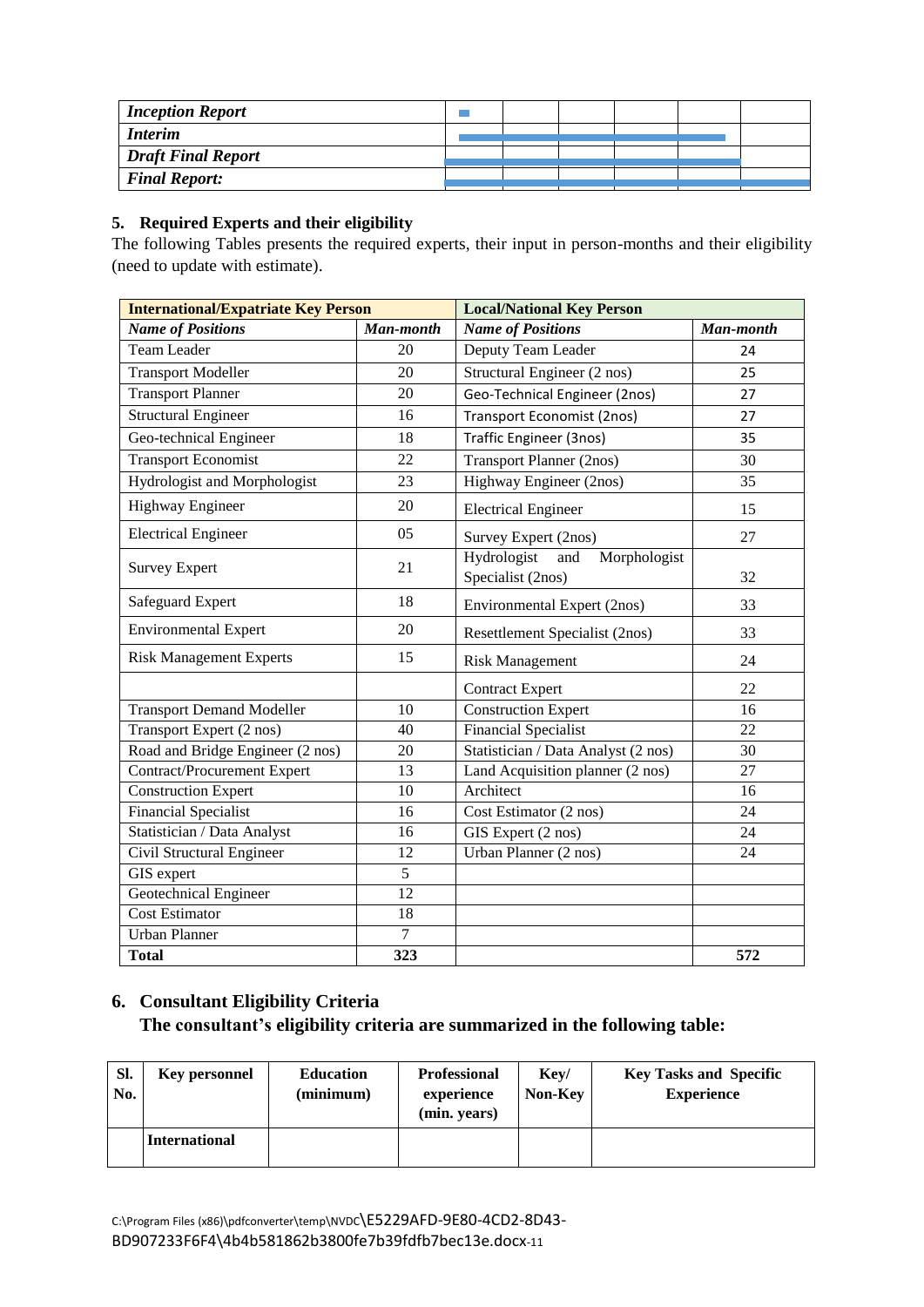| *Inception Report* | | | | | | |
|---|---|---|---|---|---|---|
| *Interim* | | | | | | |
| *Draft Final Report* | | | | | | |
| *Final Report:* | | | | | | |

### 5. Required Experts and their eligibility

The following Tables presents the required experts, their input in person-months and their eligibility (need to update with estimate).

| **International/Expatriate Key Person** | | **Local/National Key Person** | |
|---|---|---|---|
| ***Name of Positions*** | ***Man-month*** | ***Name of Positions*** | ***Man-month*** |
| Team Leader | 20 | Deputy Team Leader | 24 |
| Transport Modeller | 20 | Structural Engineer (2 nos) | 25 |
| Transport Planner | 20 | Geo-Technical Engineer (2nos) | 27 |
| Structural Engineer | 16 | Transport Economist (2nos) | 27 |
| Geo-technical Engineer | 18 | Traffic Engineer (3nos) | 35 |
| Transport Economist | 22 | Transport Planner (2nos) | 30 |
| Hydrologist and Morphologist | 23 | Highway Engineer (2nos) | 35 |
| Highway Engineer | 20 | Electrical Engineer | 15 |
| Electrical Engineer | 05 | Survey Expert (2nos) | 27 |
| Survey Expert | 21 | Hydrologist and Morphologist Specialist (2nos) | 32 |
| Safeguard Expert | 18 | Environmental Expert (2nos) | 33 |
| Environmental Expert | 20 | Resettlement Specialist (2nos) | 33 |
| Risk Management Experts | 15 | Risk Management | 24 |
| | | Contract Expert | 22 |
| Transport Demand Modeller | 10 | Construction Expert | 16 |
| Transport Expert (2 nos) | 40 | Financial Specialist | 22 |
| Road and Bridge Engineer (2 nos) | 20 | Statistician / Data Analyst (2 nos) | 30 |
| Contract/Procurement Expert | 13 | Land Acquisition planner (2 nos) | 27 |
| Construction Expert | 10 | Architect | 16 |
| Financial Specialist | 16 | Cost Estimator (2 nos) | 24 |
| Statistician / Data Analyst | 16 | GIS Expert (2 nos) | 24 |
| Civil Structural Engineer | 12 | Urban Planner (2 nos) | 24 |
| GIS expert | 5 | | |
| Geotechnical Engineer | 12 | | |
| Cost Estimator | 18 | | |
| Urban Planner | 7 | | |
| **Total** | **323** | | **572** |

### 6. Consultant Eligibility Criteria

**The consultant's eligibility criteria are summarized in the following table:**

| **Sl. No.** | **Key personnel** | **Education (minimum)** | **Professional experience (min. years)** | **Key/ Non-Key** | **Key Tasks and Specific Experience** |
|---|---|---|---|---|---|
| | **International** | | | | |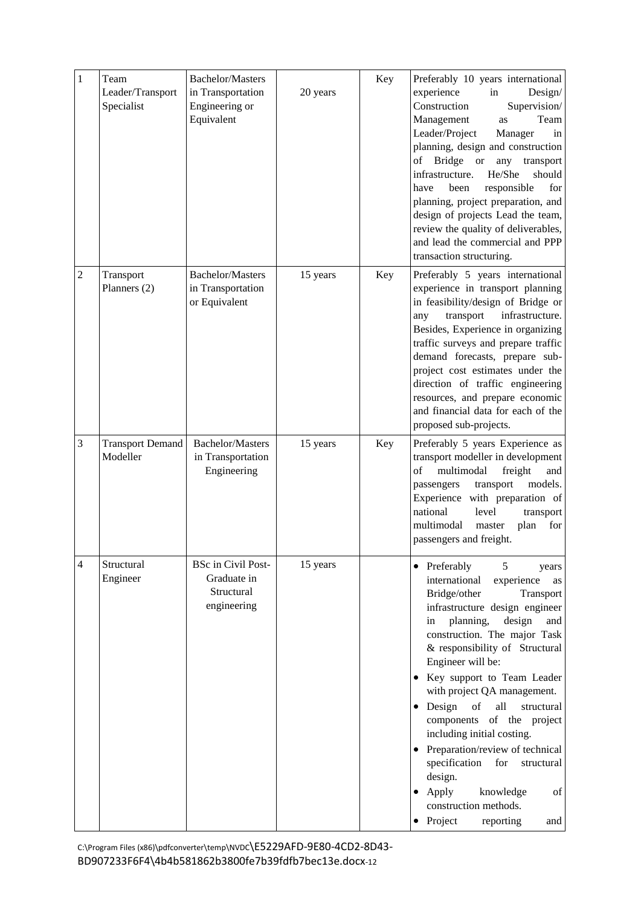| 1 | Team Leader/Transport Specialist | Bachelor/Masters in Transportation Engineering or Equivalent | 20 years | Key | Preferably 10 years international experience in Design/ Construction Supervision/ Management as Team Leader/Project Manager in planning, design and construction of Bridge or any transport infrastructure. He/She should have been responsible for planning, project preparation, and design of projects Lead the team, review the quality of deliverables, and lead the commercial and PPP transaction structuring. |
|---|---|---|---|---|---|
| 2 | Transport Planners (2) | Bachelor/Masters in Transportation or Equivalent | 15 years | Key | Preferably 5 years international experience in transport planning in feasibility/design of Bridge or any transport infrastructure. Besides, Experience in organizing traffic surveys and prepare traffic demand forecasts, prepare sub-project cost estimates under the direction of traffic engineering resources, and prepare economic and financial data for each of the proposed sub-projects. |
| 3 | Transport Demand Modeller | Bachelor/Masters in Transportation Engineering | 15 years | Key | Preferably 5 years Experience as transport modeller in development of multimodal freight and passengers transport models. Experience with preparation of national level transport multimodal master plan for passengers and freight. |
| 4 | Structural Engineer | BSc in Civil Post-Graduate in Structural engineering | 15 years | | • Preferably 5 years international experience as Bridge/other Transport infrastructure design engineer in planning, design and construction. The major Task & responsibility of Structural Engineer will be:<br>• Key support to Team Leader with project QA management.<br>• Design of all structural components of the project including initial costing.<br>• Preparation/review of technical specification for structural design.<br>• Apply knowledge of construction methods.<br>• Project reporting and |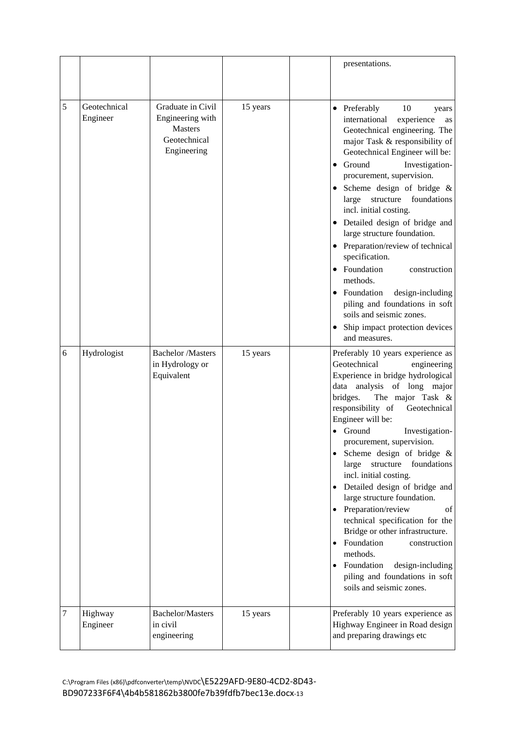| | | | | | |
|---|---|---|---|---|---|
| | | | | | presentations. |
| 5 | Geotechnical Engineer | Graduate in Civil Engineering with Masters Geotechnical Engineering | 15 years | | • Preferably 10 years international experience as Geotechnical engineering. The major Task & responsibility of Geotechnical Engineer will be:<br>• Ground Investigation-procurement, supervision.<br>• Scheme design of bridge & large structure foundations incl. initial costing.<br>• Detailed design of bridge and large structure foundation.<br>• Preparation/review of technical specification.<br>• Foundation construction methods.<br>• Foundation design-including piling and foundations in soft soils and seismic zones.<br>• Ship impact protection devices and measures. |
| 6 | Hydrologist | Bachelor /Masters in Hydrology or Equivalent | 15 years | | Preferably 10 years experience as Geotechnical engineering Experience in bridge hydrological data analysis of long major bridges. The major Task & responsibility of Geotechnical Engineer will be:<br>• Ground Investigation-procurement, supervision.<br>• Scheme design of bridge & large structure foundations incl. initial costing.<br>• Detailed design of bridge and large structure foundation.<br>• Preparation/review of technical specification for the Bridge or other infrastructure.<br>• Foundation construction methods.<br>• Foundation design-including piling and foundations in soft soils and seismic zones. |
| 7 | Highway Engineer | Bachelor/Masters in civil engineering | 15 years | | Preferably 10 years experience as Highway Engineer in Road design and preparing drawings etc |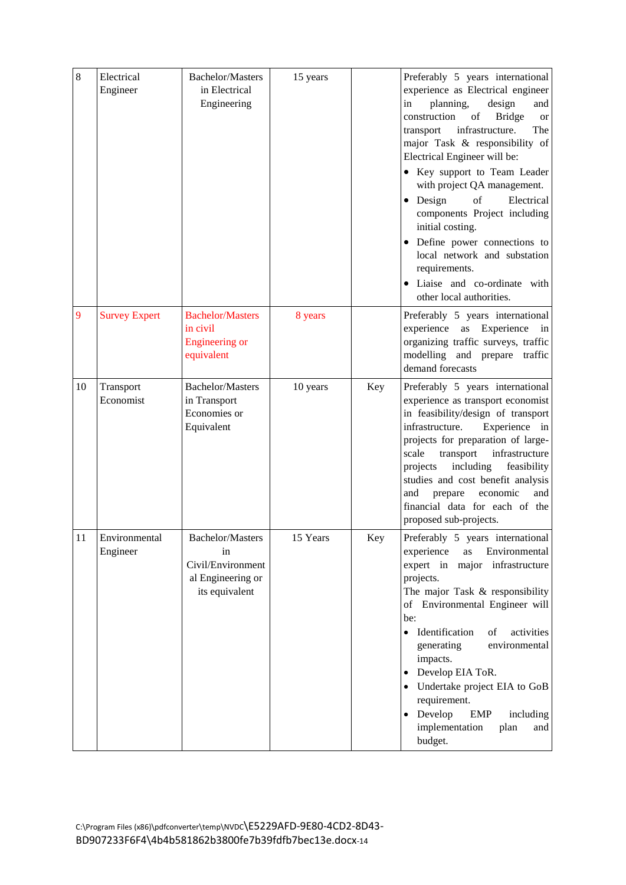| 8 | Electrical Engineer | Bachelor/Masters in Electrical Engineering | 15 years | | Preferably 5 years international experience as Electrical engineer in planning, design and construction of Bridge or transport infrastructure. The major Task & responsibility of Electrical Engineer will be:<br>• Key support to Team Leader with project QA management.<br>• Design of Electrical components Project including initial costing.<br>• Define power connections to local network and substation requirements.<br>• Liaise and co-ordinate with other local authorities. |
|---|---|---|---|---|---|
| 9 | Survey Expert | Bachelor/Masters in civil Engineering or equivalent | 8 years | | Preferably 5 years international experience as Experience in organizing traffic surveys, traffic modelling and prepare traffic demand forecasts |
| 10 | Transport Economist | Bachelor/Masters in Transport Economies or Equivalent | 10 years | Key | Preferably 5 years international experience as transport economist in feasibility/design of transport infrastructure. Experience in projects for preparation of large-scale transport infrastructure projects including feasibility studies and cost benefit analysis and prepare economic and financial data for each of the proposed sub-projects. |
| 11 | Environmental Engineer | Bachelor/Masters in Civil/Environmental Engineering or its equivalent | 15 Years | Key | Preferably 5 years international experience as Environmental expert in major infrastructure projects.<br>The major Task & responsibility of Environmental Engineer will be:<br>• Identification of activities generating environmental impacts.<br>• Develop EIA ToR.<br>• Undertake project EIA to GoB requirement.<br>• Develop EMP including implementation plan and budget. |

C:\Program Files (x86)\pdfconverter\temp\NVDC\E5229AFD-9E80-4CD2-8D43-BD907233F6F4\4b4b581862b3800fe7b39fdfb7bec13e.docx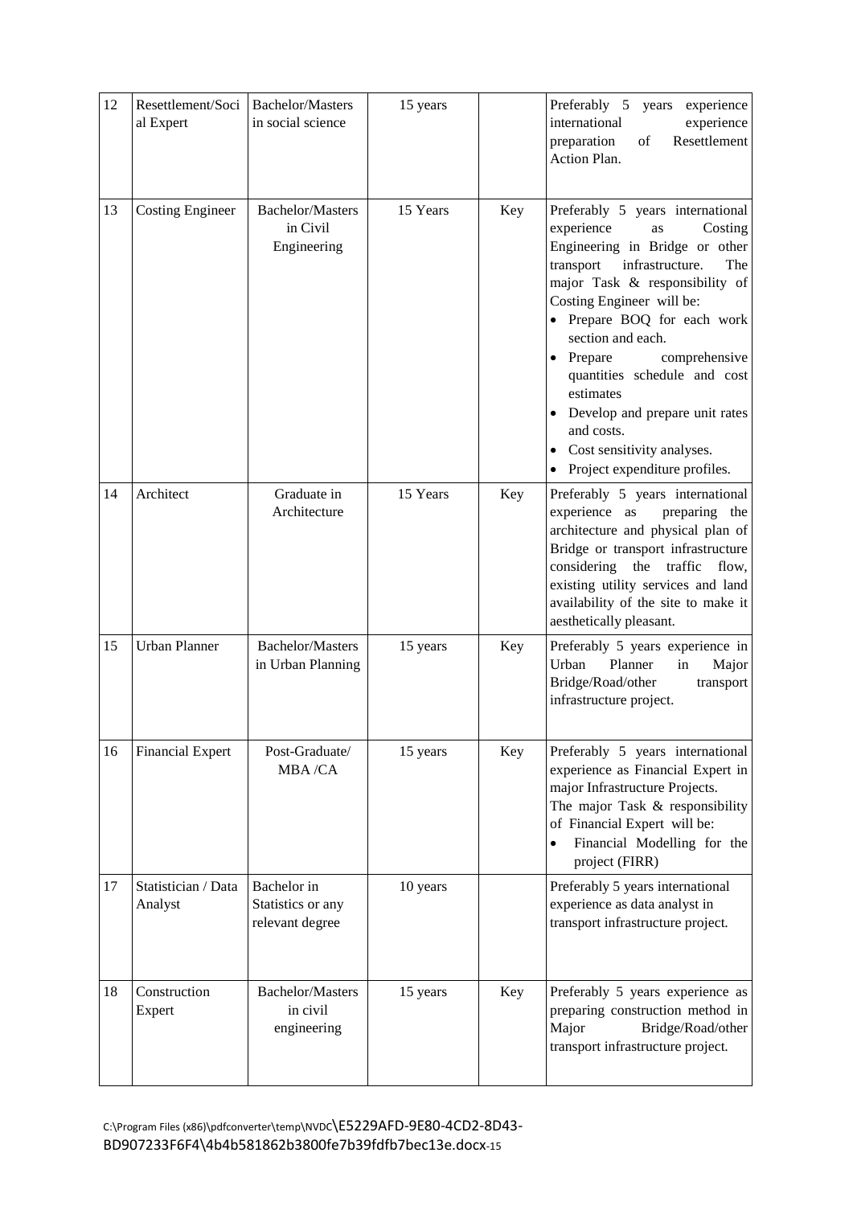| 12 | Resettlement/Social Expert | Bachelor/Masters in social science | 15 years | | Preferably 5 years experience international experience preparation of Resettlement Action Plan. |
|---|---|---|---|---|---|
| 13 | Costing Engineer | Bachelor/Masters in Civil Engineering | 15 Years | Key | Preferably 5 years international experience as Costing Engineering in Bridge or other transport infrastructure. The major Task & responsibility of Costing Engineer will be:<br>• Prepare BOQ for each work section and each.<br>• Prepare comprehensive quantities schedule and cost estimates<br>• Develop and prepare unit rates and costs.<br>• Cost sensitivity analyses.<br>• Project expenditure profiles. |
| 14 | Architect | Graduate in Architecture | 15 Years | Key | Preferably 5 years international experience as preparing the architecture and physical plan of Bridge or transport infrastructure considering the traffic flow, existing utility services and land availability of the site to make it aesthetically pleasant. |
| 15 | Urban Planner | Bachelor/Masters in Urban Planning | 15 years | Key | Preferably 5 years experience in Urban Planner in Major Bridge/Road/other transport infrastructure project. |
| 16 | Financial Expert | Post-Graduate/ MBA /CA | 15 years | Key | Preferably 5 years international experience as Financial Expert in major Infrastructure Projects. The major Task & responsibility of Financial Expert will be:<br>• Financial Modelling for the project (FIRR) |
| 17 | Statistician / Data Analyst | Bachelor in Statistics or any relevant degree | 10 years | | Preferably 5 years international experience as data analyst in transport infrastructure project. |
| 18 | Construction Expert | Bachelor/Masters in civil engineering | 15 years | Key | Preferably 5 years experience as preparing construction method in Major Bridge/Road/other transport infrastructure project. |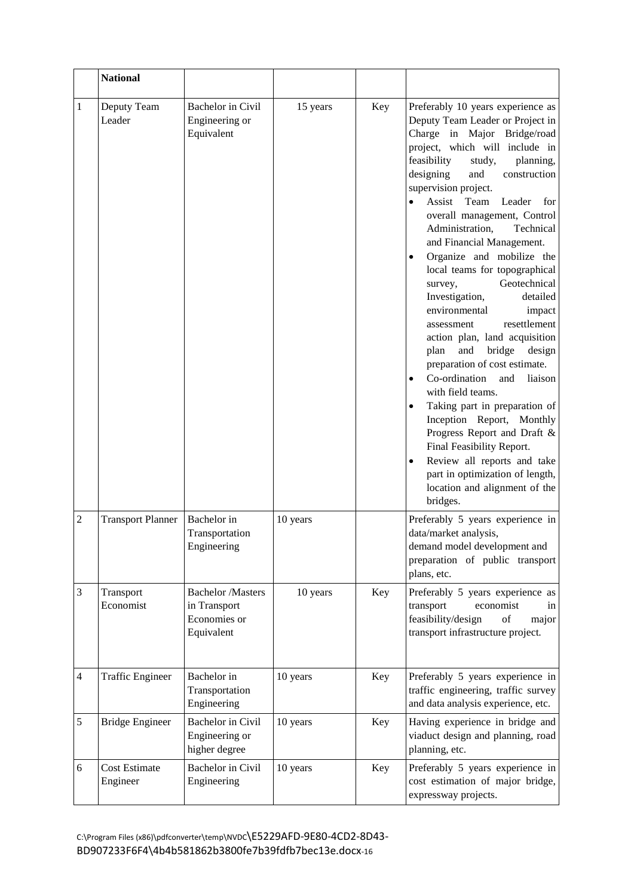|  | **National** |  |  |  |  |
|---|---|---|---|---|---|
| 1 | Deputy Team Leader | Bachelor in Civil Engineering or Equivalent | 15 years | Key | Preferably 10 years experience as Deputy Team Leader or Project in Charge in Major Bridge/road project, which will include in feasibility study, planning, designing and construction supervision project.<br>• Assist Team Leader for overall management, Control Administration, Technical and Financial Management.<br>• Organize and mobilize the local teams for topographical survey, Geotechnical Investigation, detailed environmental impact assessment resettlement action plan, land acquisition plan and bridge design preparation of cost estimate.<br>• Co-ordination and liaison with field teams.<br>• Taking part in preparation of Inception Report, Monthly Progress Report and Draft & Final Feasibility Report.<br>• Review all reports and take part in optimization of length, location and alignment of the bridges. |
| 2 | Transport Planner | Bachelor in Transportation Engineering | 10 years |  | Preferably 5 years experience in data/market analysis, demand model development and preparation of public transport plans, etc. |
| 3 | Transport Economist | Bachelor /Masters in Transport Economies or Equivalent | 10 years | Key | Preferably 5 years experience as transport economist in feasibility/design of major transport infrastructure project. |
| 4 | Traffic Engineer | Bachelor in Transportation Engineering | 10 years | Key | Preferably 5 years experience in traffic engineering, traffic survey and data analysis experience, etc. |
| 5 | Bridge Engineer | Bachelor in Civil Engineering or higher degree | 10 years | Key | Having experience in bridge and viaduct design and planning, road planning, etc. |
| 6 | Cost Estimate Engineer | Bachelor in Civil Engineering | 10 years | Key | Preferably 5 years experience in cost estimation of major bridge, expressway projects. |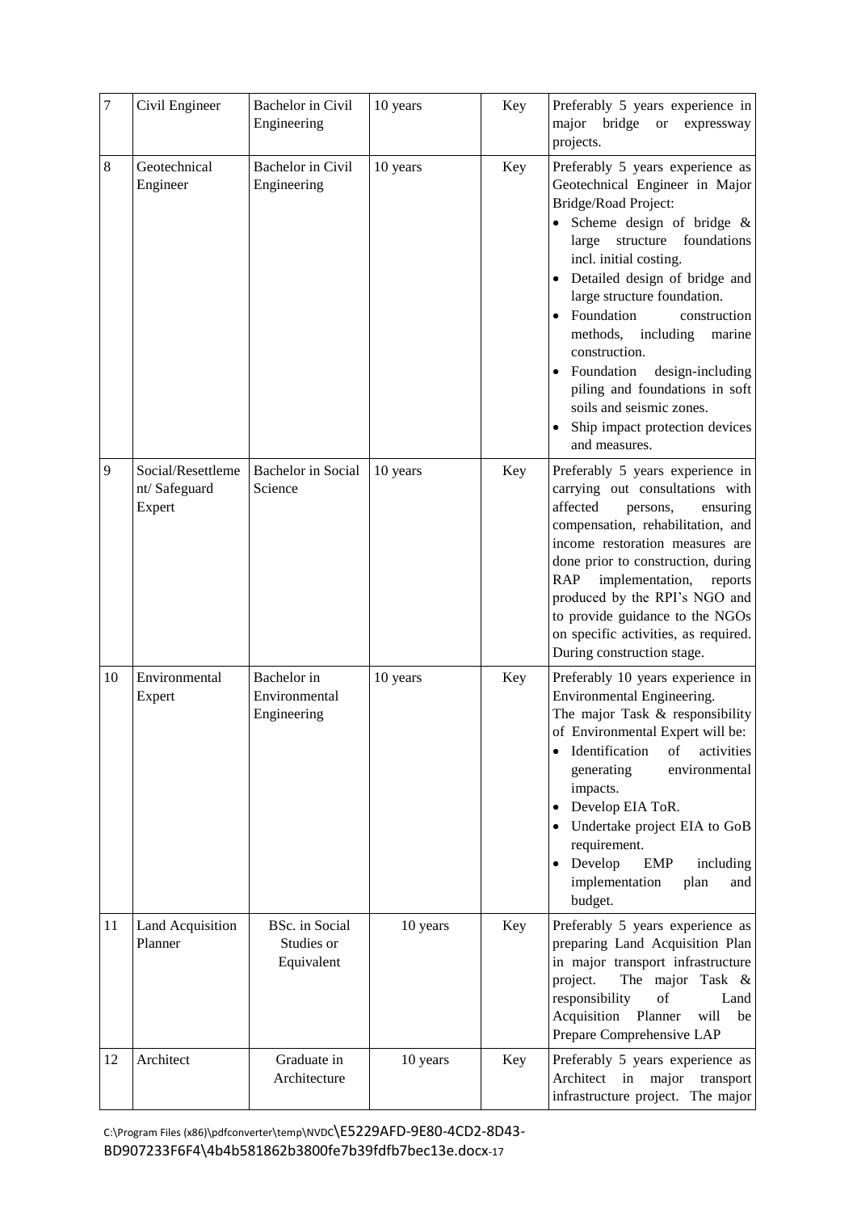| 7 | Civil Engineer | Bachelor in Civil Engineering | 10 years | Key | Preferably 5 years experience in major bridge or expressway projects. |
|---|---|---|---|---|---|
| 8 | Geotechnical Engineer | Bachelor in Civil Engineering | 10 years | Key | Preferably 5 years experience as Geotechnical Engineer in Major Bridge/Road Project:<br>• Scheme design of bridge & large structure foundations incl. initial costing.<br>• Detailed design of bridge and large structure foundation.<br>• Foundation construction methods, including marine construction.<br>• Foundation design-including piling and foundations in soft soils and seismic zones.<br>• Ship impact protection devices and measures. |
| 9 | Social/Resettlement/ Safeguard Expert | Bachelor in Social Science | 10 years | Key | Preferably 5 years experience in carrying out consultations with affected persons, ensuring compensation, rehabilitation, and income restoration measures are done prior to construction, during RAP implementation, reports produced by the RPI's NGO and to provide guidance to the NGOs on specific activities, as required. During construction stage. |
| 10 | Environmental Expert | Bachelor in Environmental Engineering | 10 years | Key | Preferably 10 years experience in Environmental Engineering.<br>The major Task & responsibility of Environmental Expert will be:<br>• Identification of activities generating environmental impacts.<br>• Develop EIA ToR.<br>• Undertake project EIA to GoB requirement.<br>• Develop EMP including implementation plan and budget. |
| 11 | Land Acquisition Planner | BSc. in Social Studies or Equivalent | 10 years | Key | Preferably 5 years experience as preparing Land Acquisition Plan in major transport infrastructure project. The major Task & responsibility of Land Acquisition Planner will be Prepare Comprehensive LAP |
| 12 | Architect | Graduate in Architecture | 10 years | Key | Preferably 5 years experience as Architect in major transport infrastructure project. The major |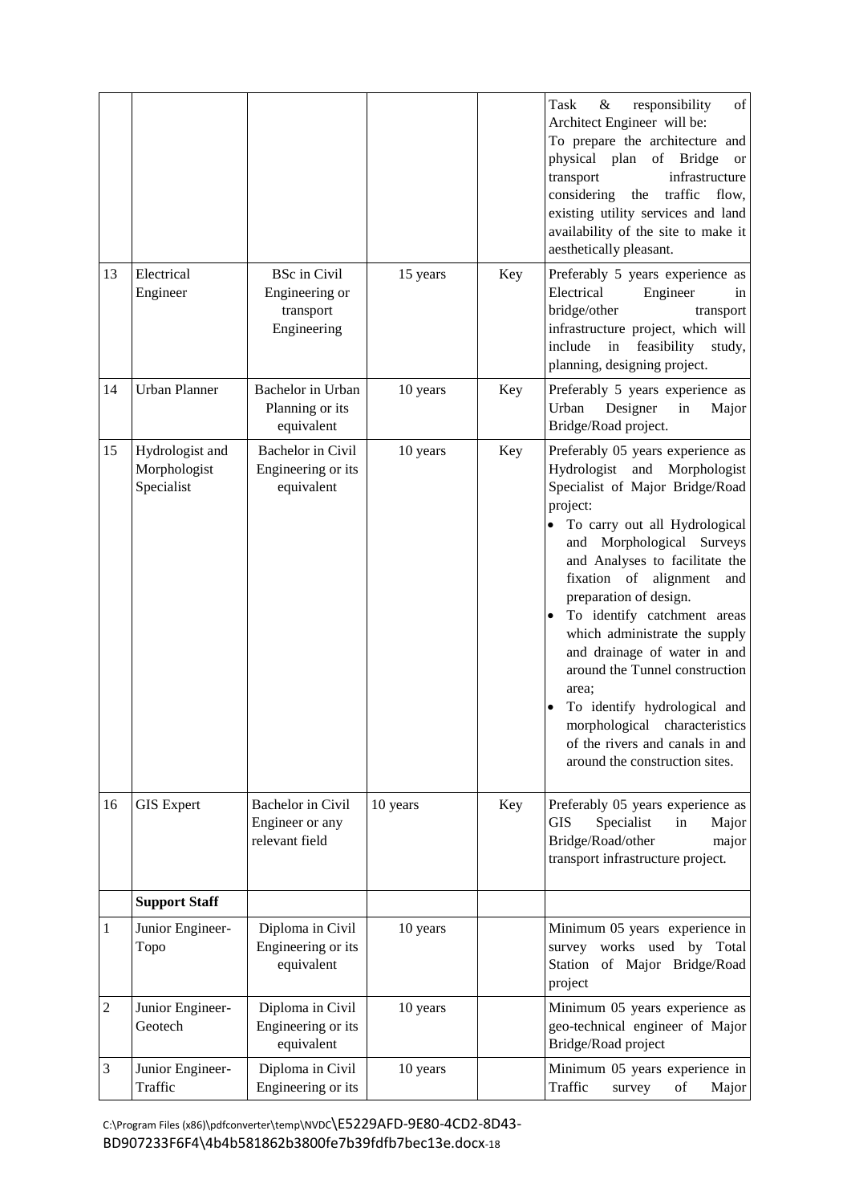| | | | | | |
|---|---|---|---|---|---|
| | | | | | Task & responsibility of Architect Engineer will be: To prepare the architecture and physical plan of Bridge or transport infrastructure considering the traffic flow, existing utility services and land availability of the site to make it aesthetically pleasant. |
| 13 | Electrical Engineer | BSc in Civil Engineering or transport Engineering | 15 years | Key | Preferably 5 years experience as Electrical Engineer in bridge/other transport infrastructure project, which will include in feasibility study, planning, designing project. |
| 14 | Urban Planner | Bachelor in Urban Planning or its equivalent | 10 years | Key | Preferably 5 years experience as Urban Designer in Major Bridge/Road project. |
| 15 | Hydrologist and Morphologist Specialist | Bachelor in Civil Engineering or its equivalent | 10 years | Key | Preferably 05 years experience as Hydrologist and Morphologist Specialist of Major Bridge/Road project:<br>• To carry out all Hydrological and Morphological Surveys and Analyses to facilitate the fixation of alignment and preparation of design.<br>• To identify catchment areas which administrate the supply and drainage of water in and around the Tunnel construction area;<br>• To identify hydrological and morphological characteristics of the rivers and canals in and around the construction sites. |
| 16 | GIS Expert | Bachelor in Civil Engineer or any relevant field | 10 years | Key | Preferably 05 years experience as GIS Specialist in Major Bridge/Road/other major transport infrastructure project. |
| | **Support Staff** | | | | |
| 1 | Junior Engineer-Topo | Diploma in Civil Engineering or its equivalent | 10 years | | Minimum 05 years experience in survey works used by Total Station of Major Bridge/Road project |
| 2 | Junior Engineer-Geotech | Diploma in Civil Engineering or its equivalent | 10 years | | Minimum 05 years experience as geo-technical engineer of Major Bridge/Road project |
| 3 | Junior Engineer-Traffic | Diploma in Civil Engineering or its | 10 years | | Minimum 05 years experience in Traffic survey of Major |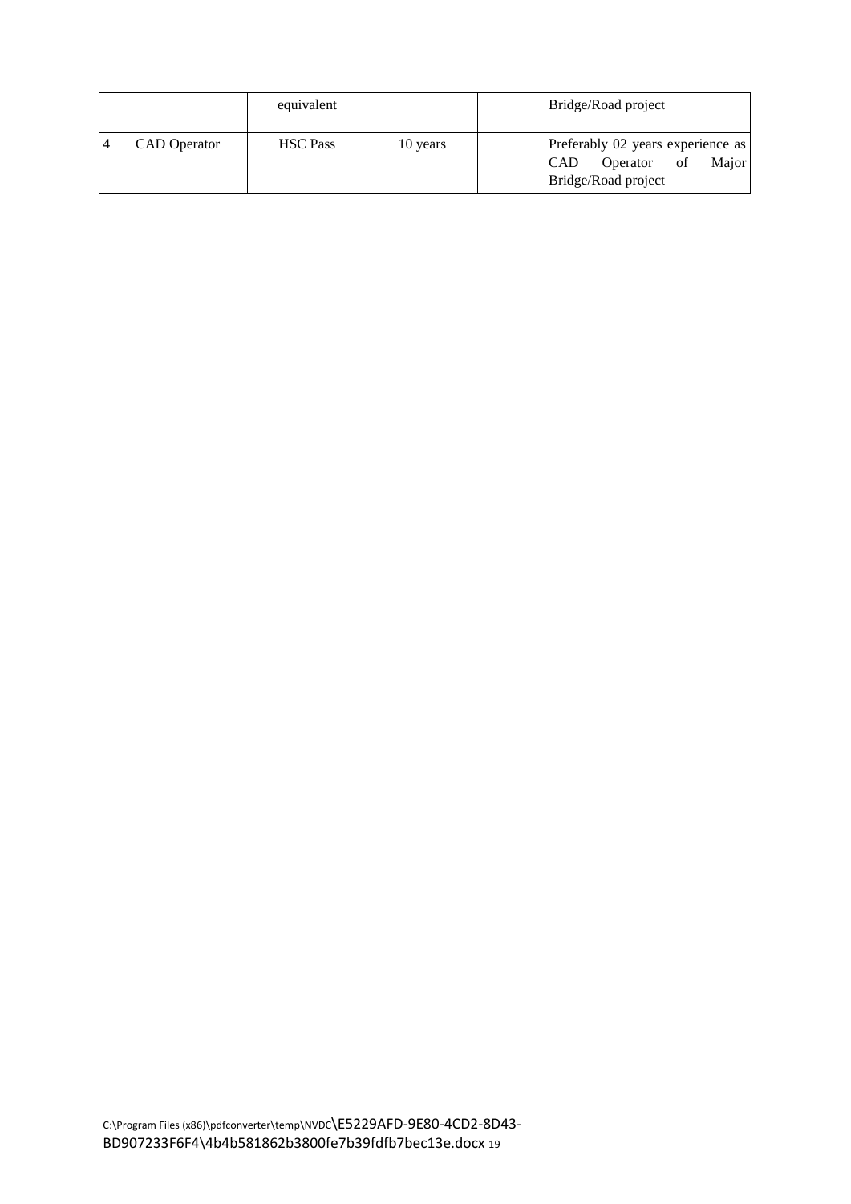| | | | | | |
|---|---|---|---|---|---|
| | | equivalent | | | Bridge/Road project |
| 4 | CAD Operator | HSC Pass | 10 years | | Preferably 02 years experience as CAD Operator of Major Bridge/Road project |